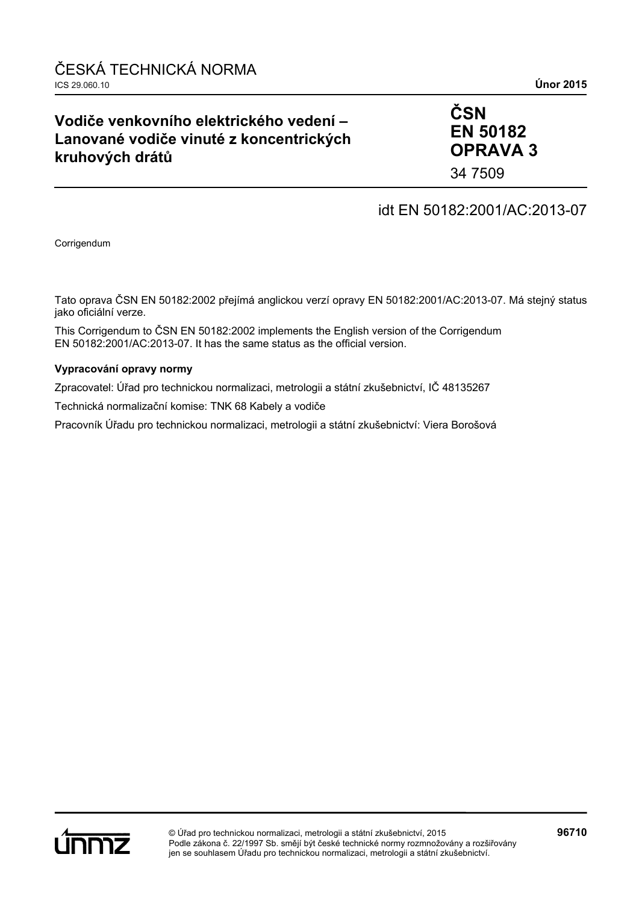ČESKÁ TECHNICKÁ NORMA

ICS 29.060.10

**Únor 2015**

# Vodiče venkovního elektrického vedení – Lanované vodiče vinuté z koncentrických kruhových drátů

**ČSN EN 50182 OPRAVA 3**

34 7509

idt EN 50182:2001/AC:2013-07

Corrigendum

Tato oprava ČSN EN 50182:2002 přejímá anglickou verzí opravy EN 50182:2001/AC:2013-07. Má stejný status jako oficiální verze.

This Corrigendum to ČSN EN 50182:2002 implements the English version of the Corrigendum EN 50182:2001/AC:2013-07. It has the same status as the official version.

**Vypracování opravy normy**

Zpracovatel: Úřad pro technickou normalizaci, metrologii a státní zkušebnictví, IČ 48135267

Technická normalizační komise: TNK 68 Kabely a vodiče

Pracovník Úřadu pro technickou normalizaci, metrologii a státní zkušebnictví: Viera Borošová

© Úřad pro technickou normalizaci, metrologii a státní zkušebnictví, 2015
Podle zákona č. 22/1997 Sb. smějí být české technické normy rozmnožovány a rozšiřovány jen se souhlasem Úřadu pro technickou normalizaci, metrologii a státní zkušebnictví.

**96710**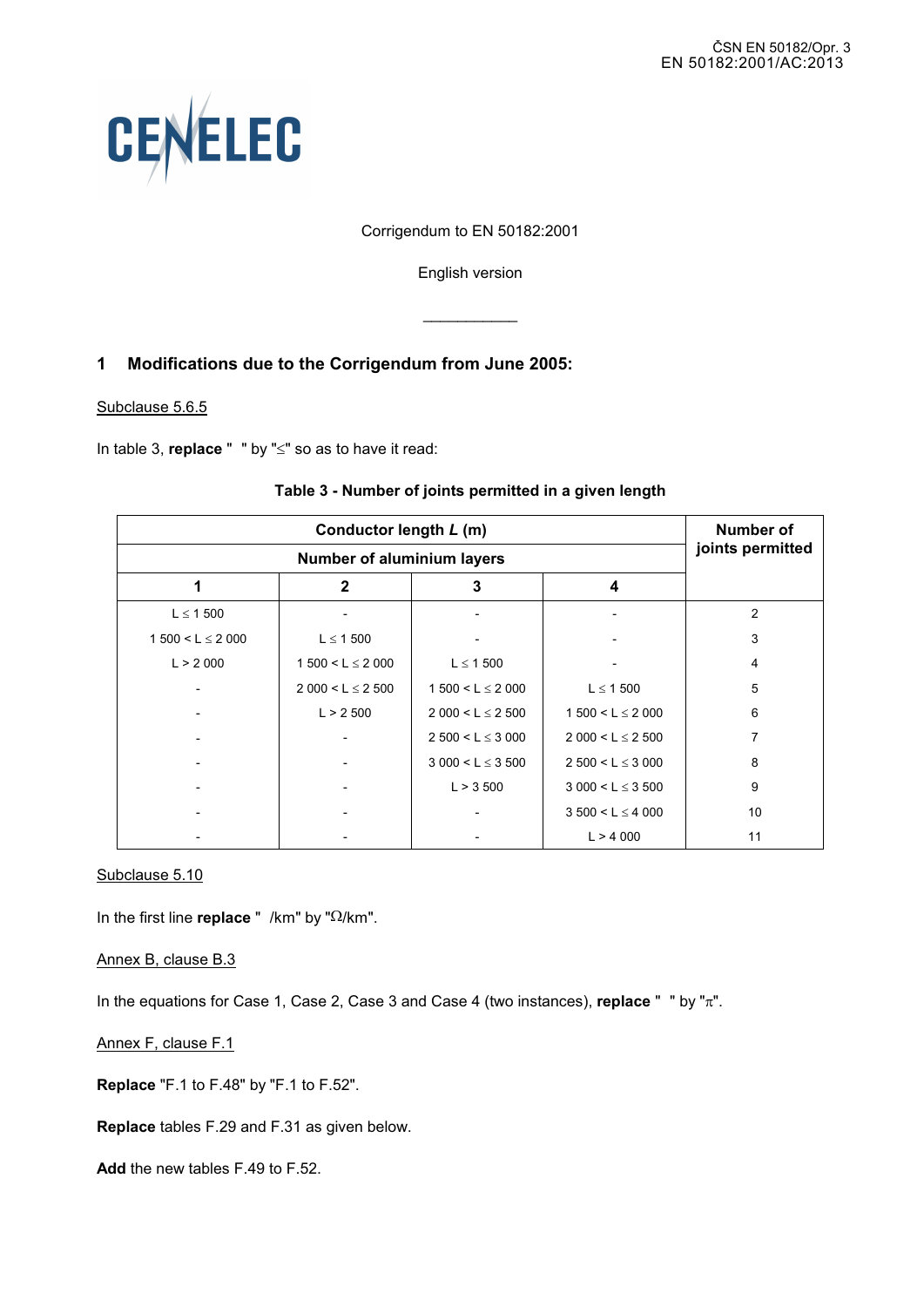ČSN EN 50182/Opr. 3
EN 50182:2001/AC:2013

CENELEC

Corrigendum to EN 50182:2001

English version

___________

## 1 Modifications due to the Corrigendum from June 2005:

Subclause 5.6.5

In table 3, **replace** "  " by "≤" so as to have it read:

**Table 3 - Number of joints permitted in a given length**

| **Conductor length *L* (m)** | | | | **Number of joints permitted** |
|---|---|---|---|---|
| **Number of aluminium layers** | | | | |
| **1** | **2** | **3** | **4** | |
| L ≤ 1 500 | - | - | - | 2 |
| 1 500 < L ≤ 2 000 | L ≤ 1 500 | - | - | 3 |
| L > 2 000 | 1 500 < L ≤ 2 000 | L ≤ 1 500 | - | 4 |
| - | 2 000 < L ≤ 2 500 | 1 500 < L ≤ 2 000 | L ≤ 1 500 | 5 |
| - | L > 2 500 | 2 000 < L ≤ 2 500 | 1 500 < L ≤ 2 000 | 6 |
| - | - | 2 500 < L ≤ 3 000 | 2 000 < L ≤ 2 500 | 7 |
| - | - | 3 000 < L ≤ 3 500 | 2 500 < L ≤ 3 000 | 8 |
| - | - | L > 3 500 | 3 000 < L ≤ 3 500 | 9 |
| - | - | - | 3 500 < L ≤ 4 000 | 10 |
| - | - | - | L > 4 000 | 11 |

Subclause 5.10

In the first line **replace** "  /km" by "Ω/km".

Annex B, clause B.3

In the equations for Case 1, Case 2, Case 3 and Case 4 (two instances), **replace** "  " by "π".

Annex F, clause F.1

**Replace** "F.1 to F.48" by "F.1 to F.52".

**Replace** tables F.29 and F.31 as given below.

**Add** the new tables F.49 to F.52.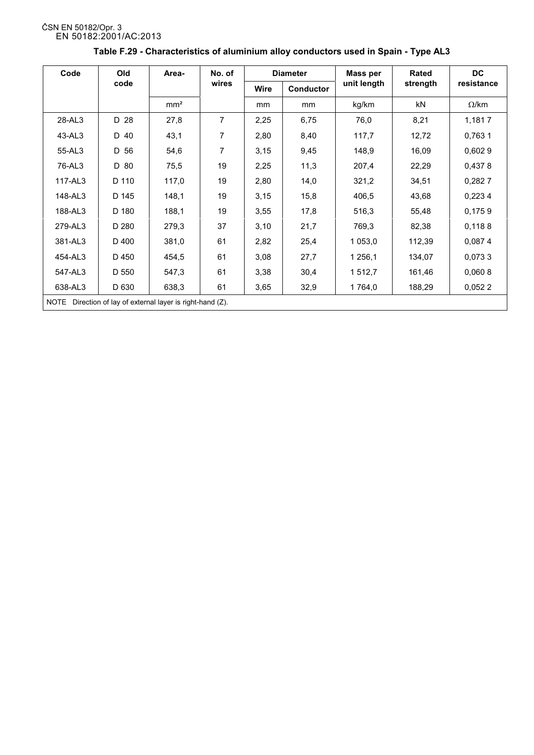**Table F.29 - Characteristics of aluminium alloy conductors used in Spain - Type AL3**

| Code | Old code | Area- | No. of wires | Diameter | | Mass per unit length | Rated strength | DC resistance |
|---|---|---|---|---|---|---|---|---|
| | | | | Wire | Conductor | | | |
| | | mm² | | mm | mm | kg/km | kN | Ω/km |
| 28-AL3 | D 28 | 27,8 | 7 | 2,25 | 6,75 | 76,0 | 8,21 | 1,181 7 |
| 43-AL3 | D 40 | 43,1 | 7 | 2,80 | 8,40 | 117,7 | 12,72 | 0,763 1 |
| 55-AL3 | D 56 | 54,6 | 7 | 3,15 | 9,45 | 148,9 | 16,09 | 0,602 9 |
| 76-AL3 | D 80 | 75,5 | 19 | 2,25 | 11,3 | 207,4 | 22,29 | 0,437 8 |
| 117-AL3 | D 110 | 117,0 | 19 | 2,80 | 14,0 | 321,2 | 34,51 | 0,282 7 |
| 148-AL3 | D 145 | 148,1 | 19 | 3,15 | 15,8 | 406,5 | 43,68 | 0,223 4 |
| 188-AL3 | D 180 | 188,1 | 19 | 3,55 | 17,8 | 516,3 | 55,48 | 0,175 9 |
| 279-AL3 | D 280 | 279,3 | 37 | 3,10 | 21,7 | 769,3 | 82,38 | 0,118 8 |
| 381-AL3 | D 400 | 381,0 | 61 | 2,82 | 25,4 | 1 053,0 | 112,39 | 0,087 4 |
| 454-AL3 | D 450 | 454,5 | 61 | 3,08 | 27,7 | 1 256,1 | 134,07 | 0,073 3 |
| 547-AL3 | D 550 | 547,3 | 61 | 3,38 | 30,4 | 1 512,7 | 161,46 | 0,060 8 |
| 638-AL3 | D 630 | 638,3 | 61 | 3,65 | 32,9 | 1 764,0 | 188,29 | 0,052 2 |

NOTE Direction of lay of external layer is right-hand (Z).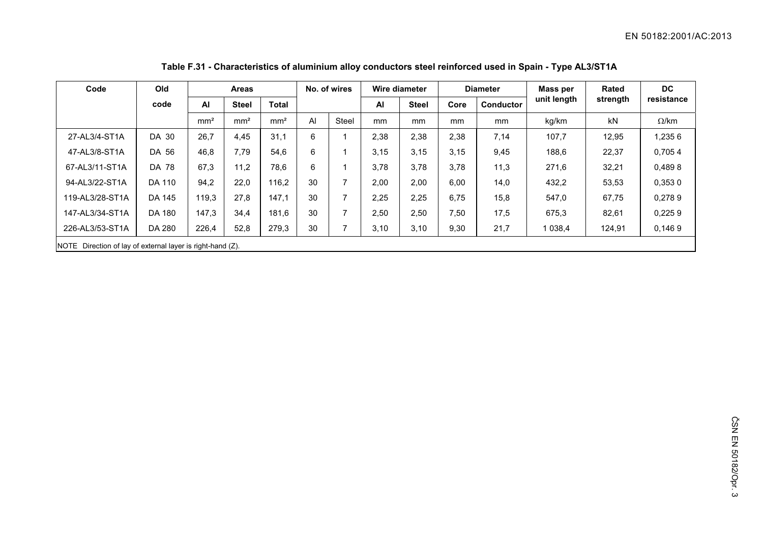**Table F.31 - Characteristics of aluminium alloy conductors steel reinforced used in Spain - Type AL3/ST1A**

| Code | Old code | Areas | | | No. of wires | | Wire diameter | | Diameter | | Mass per unit length | Rated strength | DC resistance |
|---|---|---|---|---|---|---|---|---|---|---|---|---|---|
| | | Al | Steel | Total | | | Al | Steel | Core | Conductor | | | |
| | | mm² | mm² | mm² | Al | Steel | mm | mm | mm | mm | kg/km | kN | Ω/km |
| 27-AL3/4-ST1A | DA 30 | 26,7 | 4,45 | 31,1 | 6 | 1 | 2,38 | 2,38 | 2,38 | 7,14 | 107,7 | 12,95 | 1,235 6 |
| 47-AL3/8-ST1A | DA 56 | 46,8 | 7,79 | 54,6 | 6 | 1 | 3,15 | 3,15 | 3,15 | 9,45 | 188,6 | 22,37 | 0,705 4 |
| 67-AL3/11-ST1A | DA 78 | 67,3 | 11,2 | 78,6 | 6 | 1 | 3,78 | 3,78 | 3,78 | 11,3 | 271,6 | 32,21 | 0,489 8 |
| 94-AL3/22-ST1A | DA 110 | 94,2 | 22,0 | 116,2 | 30 | 7 | 2,00 | 2,00 | 6,00 | 14,0 | 432,2 | 53,53 | 0,353 0 |
| 119-AL3/28-ST1A | DA 145 | 119,3 | 27,8 | 147,1 | 30 | 7 | 2,25 | 2,25 | 6,75 | 15,8 | 547,0 | 67,75 | 0,278 9 |
| 147-AL3/34-ST1A | DA 180 | 147,3 | 34,4 | 181,6 | 30 | 7 | 2,50 | 2,50 | 7,50 | 17,5 | 675,3 | 82,61 | 0,225 9 |
| 226-AL3/53-ST1A | DA 280 | 226,4 | 52,8 | 279,3 | 30 | 7 | 3,10 | 3,10 | 9,30 | 21,7 | 1 038,4 | 124,91 | 0,146 9 |

NOTE Direction of lay of external layer is right-hand (Z).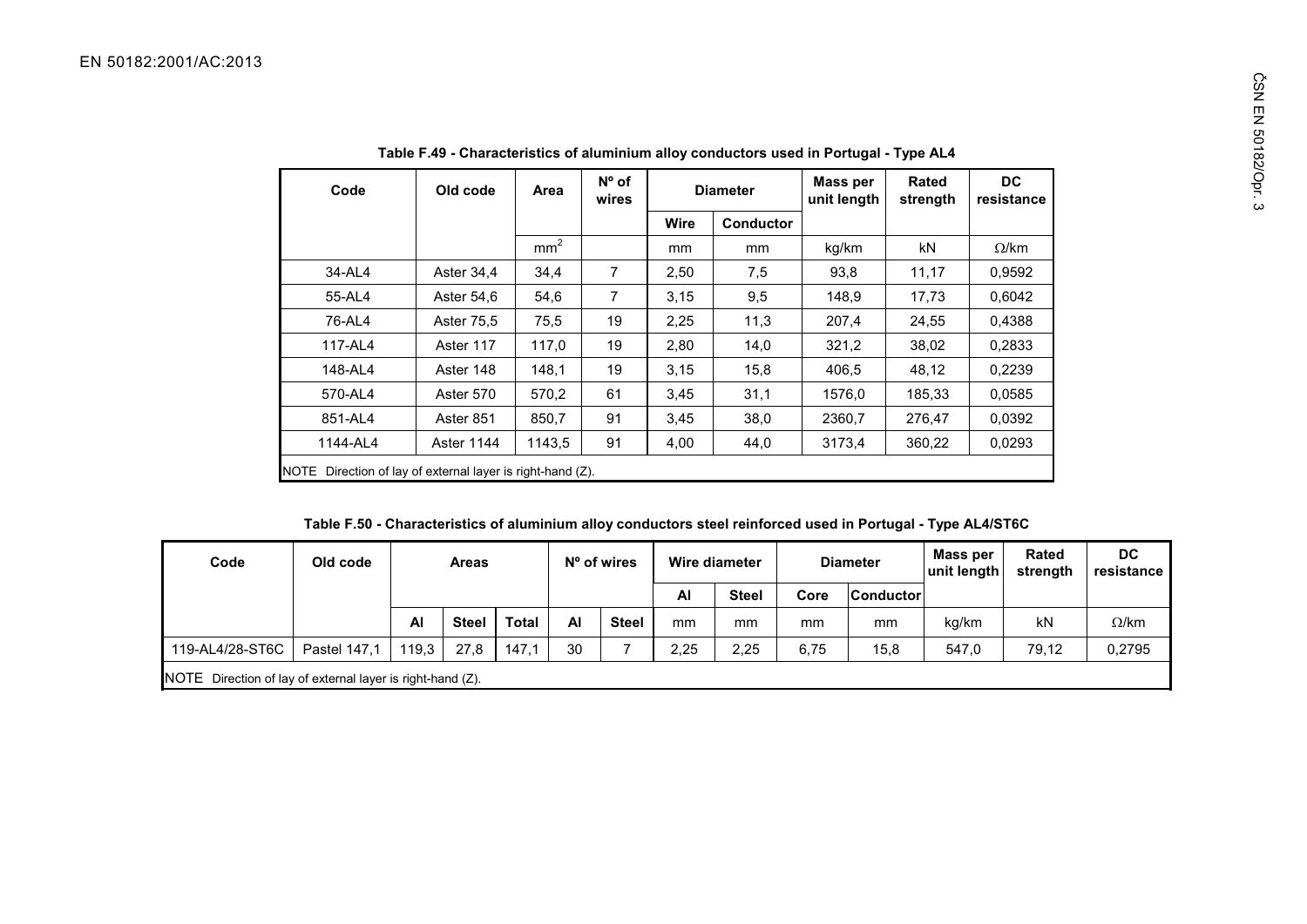**Table F.49 - Characteristics of aluminium alloy conductors used in Portugal - Type AL4**

| Code | Old code | Area | Nº of wires | Diameter | | Mass per unit length | Rated strength | DC resistance |
|---|---|---|---|---|---|---|---|---|
| | | | | Wire | Conductor | | | |
| | | mm$^2$ | | mm | mm | kg/km | kN | Ω/km |
| 34-AL4 | Aster 34,4 | 34,4 | 7 | 2,50 | 7,5 | 93,8 | 11,17 | 0,9592 |
| 55-AL4 | Aster 54,6 | 54,6 | 7 | 3,15 | 9,5 | 148,9 | 17,73 | 0,6042 |
| 76-AL4 | Aster 75,5 | 75,5 | 19 | 2,25 | 11,3 | 207,4 | 24,55 | 0,4388 |
| 117-AL4 | Aster 117 | 117,0 | 19 | 2,80 | 14,0 | 321,2 | 38,02 | 0,2833 |
| 148-AL4 | Aster 148 | 148,1 | 19 | 3,15 | 15,8 | 406,5 | 48,12 | 0,2239 |
| 570-AL4 | Aster 570 | 570,2 | 61 | 3,45 | 31,1 | 1576,0 | 185,33 | 0,0585 |
| 851-AL4 | Aster 851 | 850,7 | 91 | 3,45 | 38,0 | 2360,7 | 276,47 | 0,0392 |
| 1144-AL4 | Aster 1144 | 1143,5 | 91 | 4,00 | 44,0 | 3173,4 | 360,22 | 0,0293 |

NOTE Direction of lay of external layer is right-hand (Z).

**Table F.50 - Characteristics of aluminium alloy conductors steel reinforced used in Portugal - Type AL4/ST6C**

| Code | Old code | Areas | | | Nº of wires | | Wire diameter | | Diameter | | Mass per unit length | Rated strength | DC resistance |
|---|---|---|---|---|---|---|---|---|---|---|---|---|---|
| | | | | | | | Al | Steel | Core | Conductor | | | |
| | | Al | Steel | Total | Al | Steel | mm | mm | mm | mm | kg/km | kN | Ω/km |
| 119-AL4/28-ST6C | Pastel 147,1 | 119,3 | 27,8 | 147,1 | 30 | 7 | 2,25 | 2,25 | 6,75 | 15,8 | 547,0 | 79,12 | 0,2795 |

NOTE Direction of lay of external layer is right-hand (Z).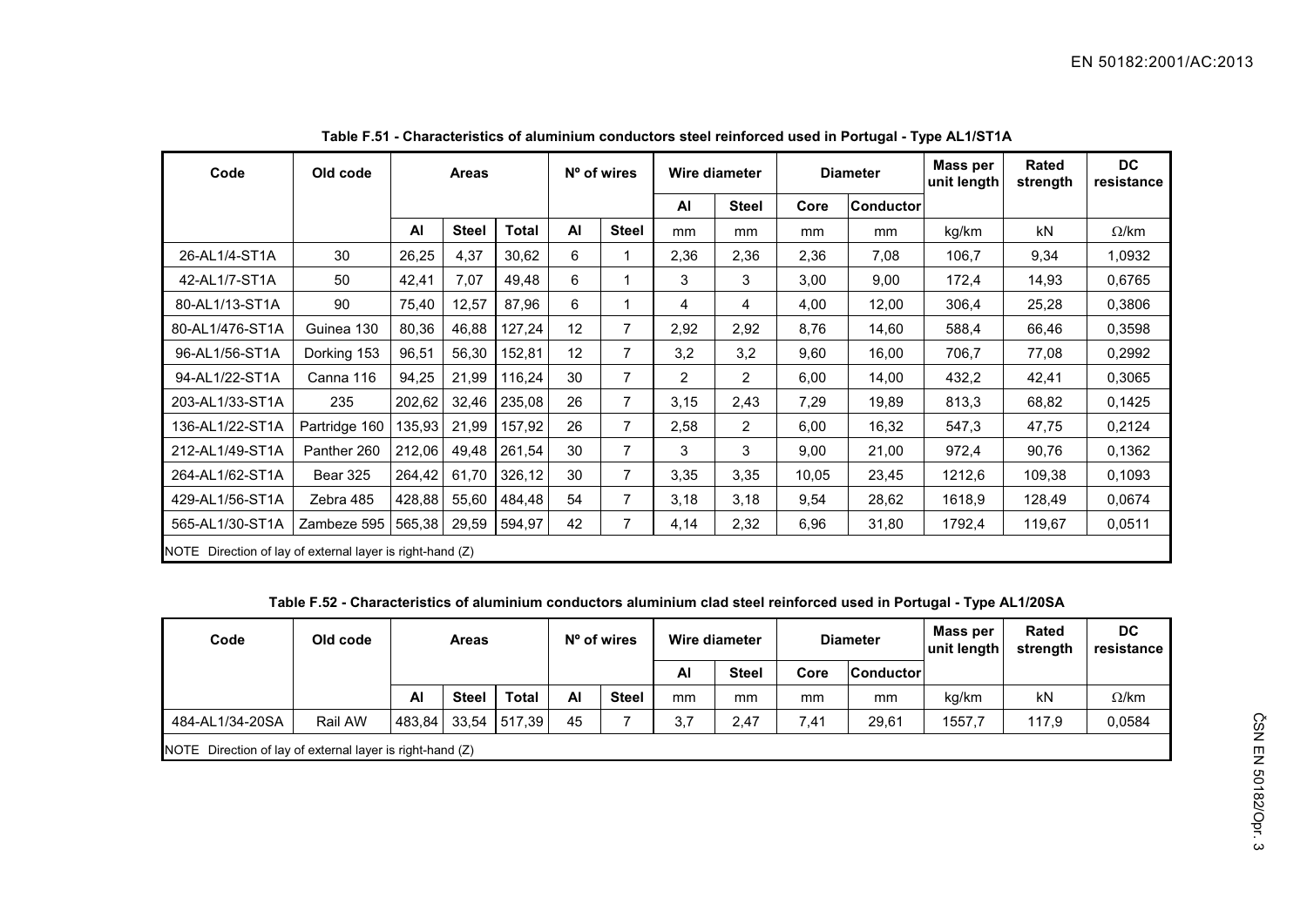**Table F.51 - Characteristics of aluminium conductors steel reinforced used in Portugal - Type AL1/ST1A**

| Code | Old code | Areas | | | Nº of wires | | Wire diameter | | Diameter | | Mass per unit length | Rated strength | DC resistance |
|---|---|---|---|---|---|---|---|---|---|---|---|---|---|
| | | | | | | | Al | Steel | Core | Conductor | | | |
| | | Al | Steel | Total | Al | Steel | mm | mm | mm | mm | kg/km | kN | Ω/km |
| 26-AL1/4-ST1A | 30 | 26,25 | 4,37 | 30,62 | 6 | 1 | 2,36 | 2,36 | 2,36 | 7,08 | 106,7 | 9,34 | 1,0932 |
| 42-AL1/7-ST1A | 50 | 42,41 | 7,07 | 49,48 | 6 | 1 | 3 | 3 | 3,00 | 9,00 | 172,4 | 14,93 | 0,6765 |
| 80-AL1/13-ST1A | 90 | 75,40 | 12,57 | 87,96 | 6 | 1 | 4 | 4 | 4,00 | 12,00 | 306,4 | 25,28 | 0,3806 |
| 80-AL1/476-ST1A | Guinea 130 | 80,36 | 46,88 | 127,24 | 12 | 7 | 2,92 | 2,92 | 8,76 | 14,60 | 588,4 | 66,46 | 0,3598 |
| 96-AL1/56-ST1A | Dorking 153 | 96,51 | 56,30 | 152,81 | 12 | 7 | 3,2 | 3,2 | 9,60 | 16,00 | 706,7 | 77,08 | 0,2992 |
| 94-AL1/22-ST1A | Canna 116 | 94,25 | 21,99 | 116,24 | 30 | 7 | 2 | 2 | 6,00 | 14,00 | 432,2 | 42,41 | 0,3065 |
| 203-AL1/33-ST1A | 235 | 202,62 | 32,46 | 235,08 | 26 | 7 | 3,15 | 2,43 | 7,29 | 19,89 | 813,3 | 68,82 | 0,1425 |
| 136-AL1/22-ST1A | Partridge 160 | 135,93 | 21,99 | 157,92 | 26 | 7 | 2,58 | 2 | 6,00 | 16,32 | 547,3 | 47,75 | 0,2124 |
| 212-AL1/49-ST1A | Panther 260 | 212,06 | 49,48 | 261,54 | 30 | 7 | 3 | 3 | 9,00 | 21,00 | 972,4 | 90,76 | 0,1362 |
| 264-AL1/62-ST1A | Bear 325 | 264,42 | 61,70 | 326,12 | 30 | 7 | 3,35 | 3,35 | 10,05 | 23,45 | 1212,6 | 109,38 | 0,1093 |
| 429-AL1/56-ST1A | Zebra 485 | 428,88 | 55,60 | 484,48 | 54 | 7 | 3,18 | 3,18 | 9,54 | 28,62 | 1618,9 | 128,49 | 0,0674 |
| 565-AL1/30-ST1A | Zambeze 595 | 565,38 | 29,59 | 594,97 | 42 | 7 | 4,14 | 2,32 | 6,96 | 31,80 | 1792,4 | 119,67 | 0,0511 |

NOTE Direction of lay of external layer is right-hand (Z)

**Table F.52 - Characteristics of aluminium conductors aluminium clad steel reinforced used in Portugal - Type AL1/20SA**

| Code | Old code | Areas | | | Nº of wires | | Wire diameter | | Diameter | | Mass per unit length | Rated strength | DC resistance |
|---|---|---|---|---|---|---|---|---|---|---|---|---|---|
| | | | | | | | Al | Steel | Core | Conductor | | | |
| | | Al | Steel | Total | Al | Steel | mm | mm | mm | mm | kg/km | kN | Ω/km |
| 484-AL1/34-20SA | Rail AW | 483,84 | 33,54 | 517,39 | 45 | 7 | 3,7 | 2,47 | 7,41 | 29,61 | 1557,7 | 117,9 | 0,0584 |

NOTE Direction of lay of external layer is right-hand (Z)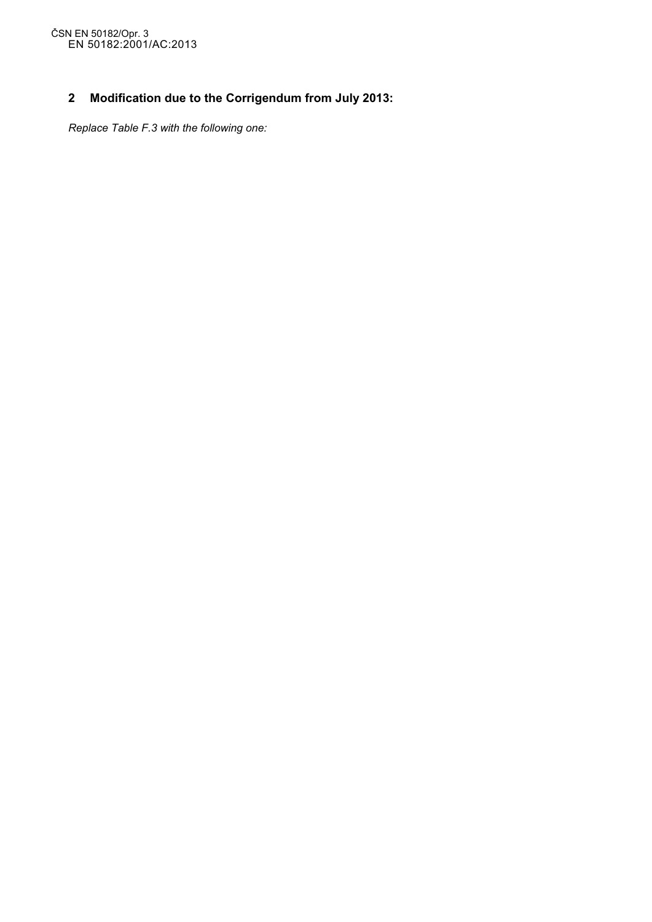## 2 Modification due to the Corrigendum from July 2013:

*Replace Table F.3 with the following one:*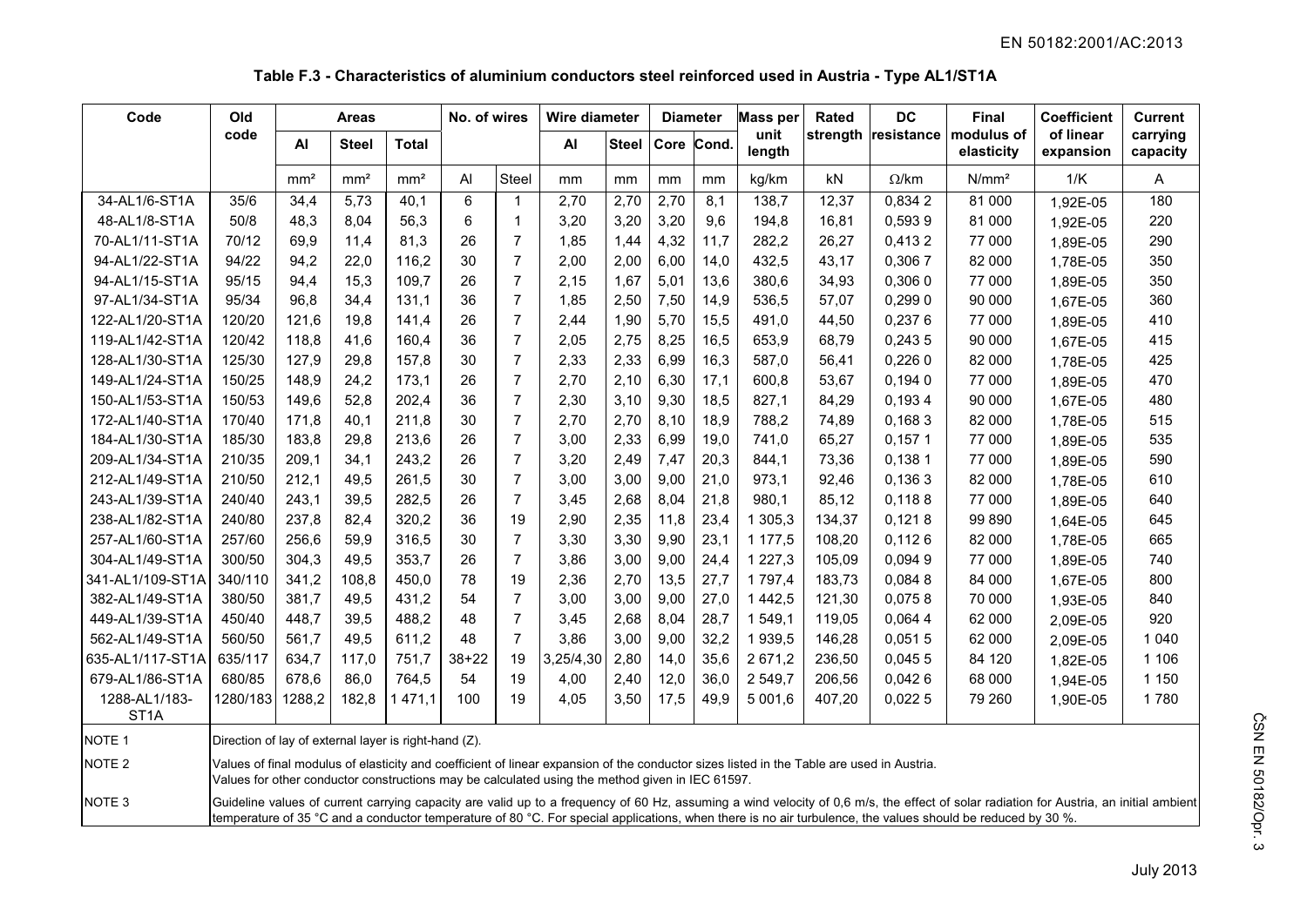**Table F.3 - Characteristics of aluminium conductors steel reinforced used in Austria - Type AL1/ST1A**

| Code | Old code | Areas | | | No. of wires | | Wire diameter | | Diameter | | Mass per unit length | Rated strength | DC resistance | Final modulus of elasticity | Coefficient of linear expansion | Current carrying capacity |
|---|---|---|---|---|---|---|---|---|---|---|---|---|---|---|---|---|
| | | Al | Steel | Total | | | Al | Steel | Core | Cond. | | | | | | |
| | | mm² | mm² | mm² | Al | Steel | mm | mm | mm | mm | kg/km | kN | Ω/km | N/mm² | 1/K | A |
| 34-AL1/6-ST1A | 35/6 | 34,4 | 5,73 | 40,1 | 6 | 1 | 2,70 | 2,70 | 2,70 | 8,1 | 138,7 | 12,37 | 0,834 2 | 81 000 | 1,92E-05 | 180 |
| 48-AL1/8-ST1A | 50/8 | 48,3 | 8,04 | 56,3 | 6 | 1 | 3,20 | 3,20 | 3,20 | 9,6 | 194,8 | 16,81 | 0,593 9 | 81 000 | 1,92E-05 | 220 |
| 70-AL1/11-ST1A | 70/12 | 69,9 | 11,4 | 81,3 | 26 | 7 | 1,85 | 1,44 | 4,32 | 11,7 | 282,2 | 26,27 | 0,413 2 | 77 000 | 1,89E-05 | 290 |
| 94-AL1/22-ST1A | 94/22 | 94,2 | 22,0 | 116,2 | 30 | 7 | 2,00 | 2,00 | 6,00 | 14,0 | 432,5 | 43,17 | 0,306 7 | 82 000 | 1,78E-05 | 350 |
| 94-AL1/15-ST1A | 95/15 | 94,4 | 15,3 | 109,7 | 26 | 7 | 2,15 | 1,67 | 5,01 | 13,6 | 380,6 | 34,93 | 0,306 0 | 77 000 | 1,89E-05 | 350 |
| 97-AL1/34-ST1A | 95/34 | 96,8 | 34,4 | 131,1 | 36 | 7 | 1,85 | 2,50 | 7,50 | 14,9 | 536,5 | 57,07 | 0,299 0 | 90 000 | 1,67E-05 | 360 |
| 122-AL1/20-ST1A | 120/20 | 121,6 | 19,8 | 141,4 | 26 | 7 | 2,44 | 1,90 | 5,70 | 15,5 | 491,0 | 44,50 | 0,237 6 | 77 000 | 1,89E-05 | 410 |
| 119-AL1/42-ST1A | 120/42 | 118,8 | 41,6 | 160,4 | 36 | 7 | 2,05 | 2,75 | 8,25 | 16,5 | 653,9 | 68,79 | 0,243 5 | 90 000 | 1,67E-05 | 415 |
| 128-AL1/30-ST1A | 125/30 | 127,9 | 29,8 | 157,8 | 30 | 7 | 2,33 | 2,33 | 6,99 | 16,3 | 587,0 | 56,41 | 0,226 0 | 82 000 | 1,78E-05 | 425 |
| 149-AL1/24-ST1A | 150/25 | 148,9 | 24,2 | 173,1 | 26 | 7 | 2,70 | 2,10 | 6,30 | 17,1 | 600,8 | 53,67 | 0,194 0 | 77 000 | 1,89E-05 | 470 |
| 150-AL1/53-ST1A | 150/53 | 149,6 | 52,8 | 202,4 | 36 | 7 | 2,30 | 3,10 | 9,30 | 18,5 | 827,1 | 84,29 | 0,193 4 | 90 000 | 1,67E-05 | 480 |
| 172-AL1/40-ST1A | 170/40 | 171,8 | 40,1 | 211,8 | 30 | 7 | 2,70 | 2,70 | 8,10 | 18,9 | 788,2 | 74,89 | 0,168 3 | 82 000 | 1,78E-05 | 515 |
| 184-AL1/30-ST1A | 185/30 | 183,8 | 29,8 | 213,6 | 26 | 7 | 3,00 | 2,33 | 6,99 | 19,0 | 741,0 | 65,27 | 0,157 1 | 77 000 | 1,89E-05 | 535 |
| 209-AL1/34-ST1A | 210/35 | 209,1 | 34,1 | 243,2 | 26 | 7 | 3,20 | 2,49 | 7,47 | 20,3 | 844,1 | 73,36 | 0,138 1 | 77 000 | 1,89E-05 | 590 |
| 212-AL1/49-ST1A | 210/50 | 212,1 | 49,5 | 261,5 | 30 | 7 | 3,00 | 3,00 | 9,00 | 21,0 | 973,1 | 92,46 | 0,136 3 | 82 000 | 1,78E-05 | 610 |
| 243-AL1/39-ST1A | 240/40 | 243,1 | 39,5 | 282,5 | 26 | 7 | 3,45 | 2,68 | 8,04 | 21,8 | 980,1 | 85,12 | 0,118 8 | 77 000 | 1,89E-05 | 640 |
| 238-AL1/82-ST1A | 240/80 | 237,8 | 82,4 | 320,2 | 36 | 19 | 2,90 | 2,35 | 11,8 | 23,4 | 1 305,3 | 134,37 | 0,121 8 | 99 890 | 1,64E-05 | 645 |
| 257-AL1/60-ST1A | 257/60 | 256,6 | 59,9 | 316,5 | 30 | 7 | 3,30 | 3,30 | 9,90 | 23,1 | 1 177,5 | 108,20 | 0,112 6 | 82 000 | 1,78E-05 | 665 |
| 304-AL1/49-ST1A | 300/50 | 304,3 | 49,5 | 353,7 | 26 | 7 | 3,86 | 3,00 | 9,00 | 24,4 | 1 227,3 | 105,09 | 0,094 9 | 77 000 | 1,89E-05 | 740 |
| 341-AL1/109-ST1A | 340/110 | 341,2 | 108,8 | 450,0 | 78 | 19 | 2,36 | 2,70 | 13,5 | 27,7 | 1 797,4 | 183,73 | 0,084 8 | 84 000 | 1,67E-05 | 800 |
| 382-AL1/49-ST1A | 380/50 | 381,7 | 49,5 | 431,2 | 54 | 7 | 3,00 | 3,00 | 9,00 | 27,0 | 1 442,5 | 121,30 | 0,075 8 | 70 000 | 1,93E-05 | 840 |
| 449-AL1/39-ST1A | 450/40 | 448,7 | 39,5 | 488,2 | 48 | 7 | 3,45 | 2,68 | 8,04 | 28,7 | 1 549,1 | 119,05 | 0,064 4 | 62 000 | 2,09E-05 | 920 |
| 562-AL1/49-ST1A | 560/50 | 561,7 | 49,5 | 611,2 | 48 | 7 | 3,86 | 3,00 | 9,00 | 32,2 | 1 939,5 | 146,28 | 0,051 5 | 62 000 | 2,09E-05 | 1 040 |
| 635-AL1/117-ST1A | 635/117 | 634,7 | 117,0 | 751,7 | 38+22 | 19 | 3,25/4,30 | 2,80 | 14,0 | 35,6 | 2 671,2 | 236,50 | 0,045 5 | 84 120 | 1,82E-05 | 1 106 |
| 679-AL1/86-ST1A | 680/85 | 678,6 | 86,0 | 764,5 | 54 | 19 | 4,00 | 2,40 | 12,0 | 36,0 | 2 549,7 | 206,56 | 0,042 6 | 68 000 | 1,94E-05 | 1 150 |
| 1288-AL1/183-ST1A | 1280/183 | 1288,2 | 182,8 | 1 471,1 | 100 | 19 | 4,05 | 3,50 | 17,5 | 49,9 | 5 001,6 | 407,20 | 0,022 5 | 79 260 | 1,90E-05 | 1 780 |

NOTE 1 Direction of lay of external layer is right-hand (Z).

NOTE 2 Values of final modulus of elasticity and coefficient of linear expansion of the conductor sizes listed in the Table are used in Austria. Values for other conductor constructions may be calculated using the method given in IEC 61597.

NOTE 3 Guideline values of current carrying capacity are valid up to a frequency of 60 Hz, assuming a wind velocity of 0,6 m/s, the effect of solar radiation for Austria, an initial ambient temperature of 35 °C and a conductor temperature of 80 °C. For special applications, when there is no air turbulence, the values should be reduced by 30 %.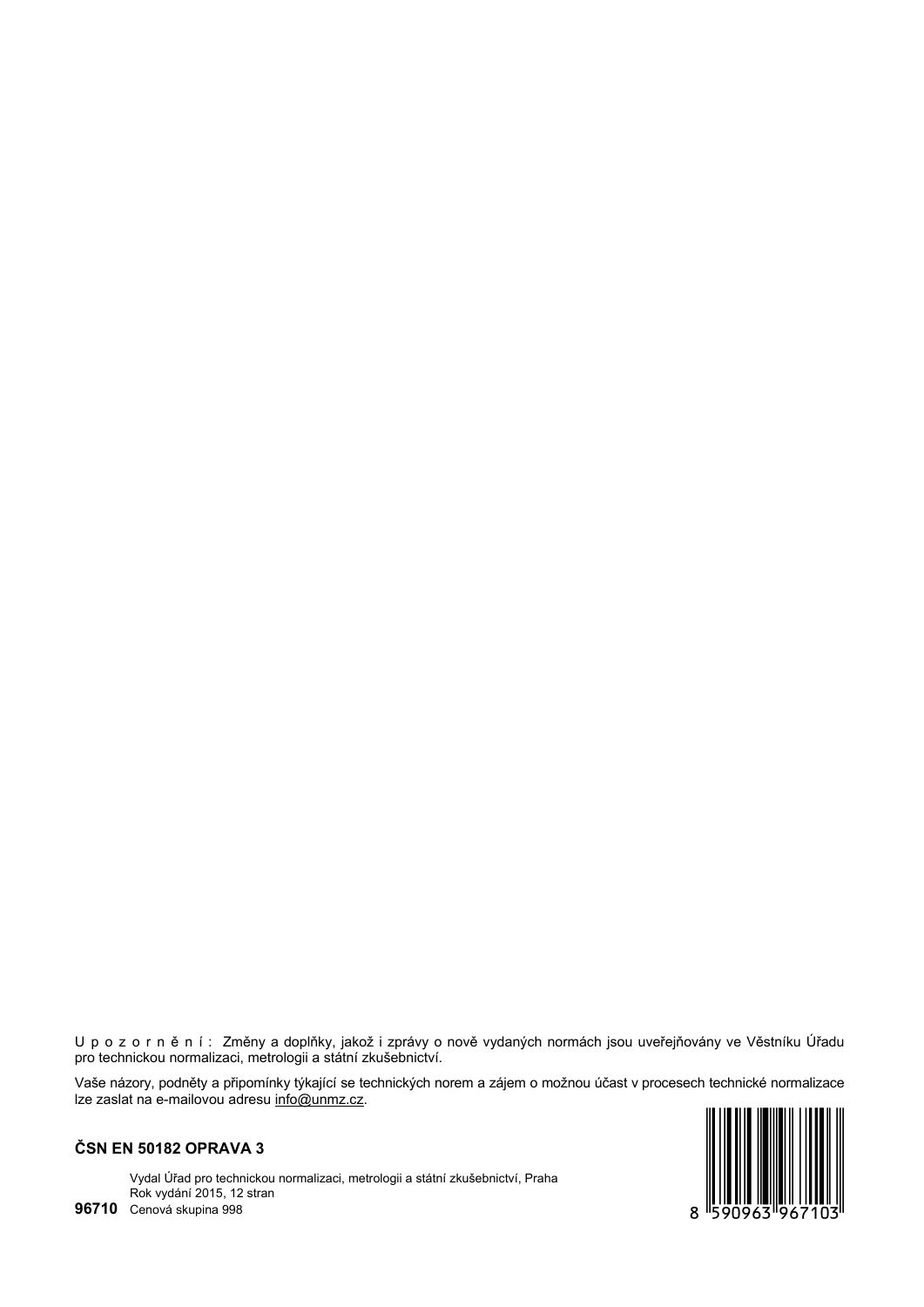U p o z o r n ě n í : Změny a doplňky, jakož i zprávy o nově vydaných normách jsou uveřejňovány ve Věstníku Úřadu pro technickou normalizaci, metrologii a státní zkušebnictví.

Vaše názory, podněty a připomínky týkající se technických norem a zájem o možnou účast v procesech technické normalizace lze zaslat na e-mailovou adresu info@unmz.cz.

**ČSN EN 50182 OPRAVA 3**

Vydal Úřad pro technickou normalizaci, metrologii a státní zkušebnictví, Praha
Rok vydání 2015, 12 stran

**96710** Cenová skupina 998

8 590963 967103